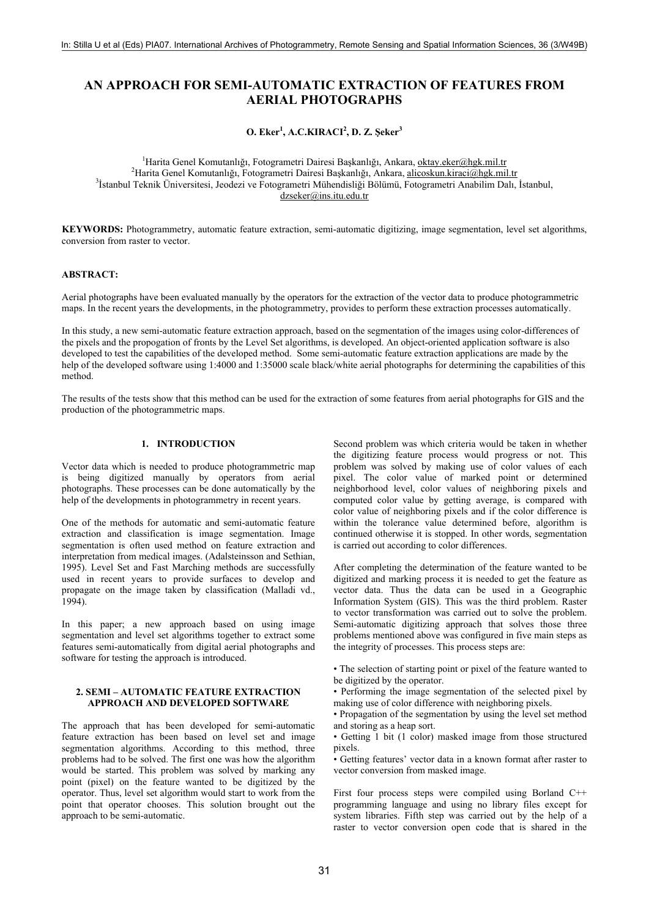# AN APPROACH FOR SEMI-AUTOMATIC EXTRACTION OF FEATURES FROM AERIAL PHOTOGRAPHS

**O. Eker[1], A.C.KIRACI[2], D. Z. Şeker[3]**

[1]Harita Genel Komutanlığı, Fotogrametri Dairesi Başkanlığı, Ankara, oktay.eker@hgk.mil.tr
[2]Harita Genel Komutanlığı, Fotogrametri Dairesi Başkanlığı, Ankara, alicoskun.kiraci@hgk.mil.tr
[3]İstanbul Teknik Üniversitesi, Jeodezi ve Fotogrametri Mühendisliği Bölümü, Fotogrametri Anabilim Dalı, İstanbul, dzseker@ins.itu.edu.tr

**KEYWORDS:** Photogrammetry, automatic feature extraction, semi-automatic digitizing, image segmentation, level set algorithms, conversion from raster to vector.

**ABSTRACT:**

Aerial photographs have been evaluated manually by the operators for the extraction of the vector data to produce photogrammetric maps. In the recent years the developments, in the photogrammetry, provides to perform these extraction processes automatically.

In this study, a new semi-automatic feature extraction approach, based on the segmentation of the images using color-differences of the pixels and the propogation of fronts by the Level Set algorithms, is developed. An object-oriented application software is also developed to test the capabilities of the developed method. Some semi-automatic feature extraction applications are made by the help of the developed software using 1:4000 and 1:35000 scale black/white aerial photographs for determining the capabilities of this method.

The results of the tests show that this method can be used for the extraction of some features from aerial photographs for GIS and the production of the photogrammetric maps.

## 1. INTRODUCTION

Vector data which is needed to produce photogrammetric map is being digitized manually by operators from aerial photographs. These processes can be done automatically by the help of the developments in photogrammetry in recent years.

One of the methods for automatic and semi-automatic feature extraction and classification is image segmentation. Image segmentation is often used method on feature extraction and interpretation from medical images. (Adalsteinsson and Sethian, 1995). Level Set and Fast Marching methods are successfully used in recent years to provide surfaces to develop and propagate on the image taken by classification (Malladi vd., 1994).

In this paper; a new approach based on using image segmentation and level set algorithms together to extract some features semi-automatically from digital aerial photographs and software for testing the approach is introduced.

## 2. SEMI – AUTOMATIC FEATURE EXTRACTION APPROACH AND DEVELOPED SOFTWARE

The approach that has been developed for semi-automatic feature extraction has been based on level set and image segmentation algorithms. According to this method, three problems had to be solved. The first one was how the algorithm would be started. This problem was solved by marking any point (pixel) on the feature wanted to be digitized by the operator. Thus, level set algorithm would start to work from the point that operator chooses. This solution brought out the approach to be semi-automatic.

Second problem was which criteria would be taken in whether the digitizing feature process would progress or not. This problem was solved by making use of color values of each pixel. The color value of marked point or determined neighborhood level, color values of neighboring pixels and computed color value by getting average, is compared with color value of neighboring pixels and if the color difference is within the tolerance value determined before, algorithm is continued otherwise it is stopped. In other words, segmentation is carried out according to color differences.

After completing the determination of the feature wanted to be digitized and marking process it is needed to get the feature as vector data. Thus the data can be used in a Geographic Information System (GIS). This was the third problem. Raster to vector transformation was carried out to solve the problem. Semi-automatic digitizing approach that solves those three problems mentioned above was configured in five main steps as the integrity of processes. This process steps are:

- The selection of starting point or pixel of the feature wanted to be digitized by the operator.
- Performing the image segmentation of the selected pixel by making use of color difference with neighboring pixels.
- Propagation of the segmentation by using the level set method and storing as a heap sort.
- Getting 1 bit (1 color) masked image from those structured pixels.
- Getting features' vector data in a known format after raster to vector conversion from masked image.

First four process steps were compiled using Borland C++ programming language and using no library files except for system libraries. Fifth step was carried out by the help of a raster to vector conversion open code that is shared in the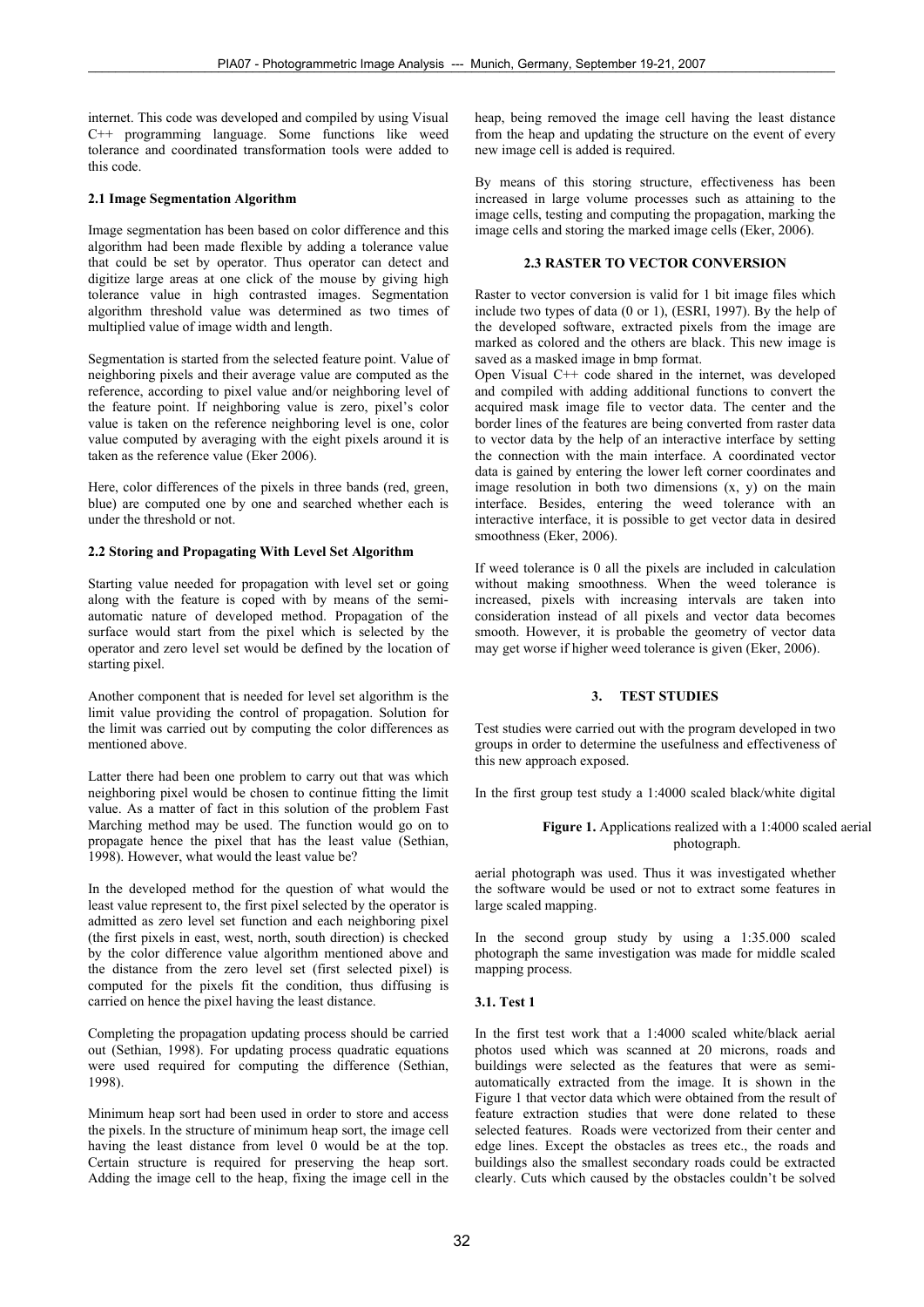internet. This code was developed and compiled by using Visual C++ programming language. Some functions like weed tolerance and coordinated transformation tools were added to this code.

### 2.1 Image Segmentation Algorithm

Image segmentation has been based on color difference and this algorithm had been made flexible by adding a tolerance value that could be set by operator. Thus operator can detect and digitize large areas at one click of the mouse by giving high tolerance value in high contrasted images. Segmentation algorithm threshold value was determined as two times of multiplied value of image width and length.

Segmentation is started from the selected feature point. Value of neighboring pixels and their average value are computed as the reference, according to pixel value and/or neighboring level of the feature point. If neighboring value is zero, pixel's color value is taken on the reference neighboring level is one, color value computed by averaging with the eight pixels around it is taken as the reference value (Eker 2006).

Here, color differences of the pixels in three bands (red, green, blue) are computed one by one and searched whether each is under the threshold or not.

### 2.2 Storing and Propagating With Level Set Algorithm

Starting value needed for propagation with level set or going along with the feature is coped with by means of the semi-automatic nature of developed method. Propagation of the surface would start from the pixel which is selected by the operator and zero level set would be defined by the location of starting pixel.

Another component that is needed for level set algorithm is the limit value providing the control of propagation. Solution for the limit was carried out by computing the color differences as mentioned above.

Latter there had been one problem to carry out that was which neighboring pixel would be chosen to continue fitting the limit value. As a matter of fact in this solution of the problem Fast Marching method may be used. The function would go on to propagate hence the pixel that has the least value (Sethian, 1998). However, what would the least value be?

In the developed method for the question of what would the least value represent to, the first pixel selected by the operator is admitted as zero level set function and each neighboring pixel (the first pixels in east, west, north, south direction) is checked by the color difference value algorithm mentioned above and the distance from the zero level set (first selected pixel) is computed for the pixels fit the condition, thus diffusing is carried on hence the pixel having the least distance.

Completing the propagation updating process should be carried out (Sethian, 1998). For updating process quadratic equations were used required for computing the difference (Sethian, 1998).

Minimum heap sort had been used in order to store and access the pixels. In the structure of minimum heap sort, the image cell having the least distance from level 0 would be at the top. Certain structure is required for preserving the heap sort. Adding the image cell to the heap, fixing the image cell in the heap, being removed the image cell having the least distance from the heap and updating the structure on the event of every new image cell is added is required.

By means of this storing structure, effectiveness has been increased in large volume processes such as attaining to the image cells, testing and computing the propagation, marking the image cells and storing the marked image cells (Eker, 2006).

## 2.3 RASTER TO VECTOR CONVERSION

Raster to vector conversion is valid for 1 bit image files which include two types of data (0 or 1), (ESRI, 1997). By the help of the developed software, extracted pixels from the image are marked as colored and the others are black. This new image is saved as a masked image in bmp format.

Open Visual C++ code shared in the internet, was developed and compiled with adding additional functions to convert the acquired mask image file to vector data. The center and the border lines of the features are being converted from raster data to vector data by the help of an interactive interface by setting the connection with the main interface. A coordinated vector data is gained by entering the lower left corner coordinates and image resolution in both two dimensions (x, y) on the main interface. Besides, entering the weed tolerance with an interactive interface, it is possible to get vector data in desired smoothness (Eker, 2006).

If weed tolerance is 0 all the pixels are included in calculation without making smoothness. When the weed tolerance is increased, pixels with increasing intervals are taken into consideration instead of all pixels and vector data becomes smooth. However, it is probable the geometry of vector data may get worse if higher weed tolerance is given (Eker, 2006).

## 3. TEST STUDIES

Test studies were carried out with the program developed in two groups in order to determine the usefulness and effectiveness of this new approach exposed.

In the first group test study a 1:4000 scaled black/white digital aerial photograph was used. Thus it was investigated whether the software would be used or not to extract some features in large scaled mapping.

In the second group study by using a 1:35.000 scaled photograph the same investigation was made for middle scaled mapping process.

**Figure 1.** Applications realized with a 1:4000 scaled aerial photograph.

### 3.1. Test 1

In the first test work that a 1:4000 scaled white/black aerial photos used which was scanned at 20 microns, roads and buildings were selected as the features that were as semi-automatically extracted from the image. It is shown in the Figure 1 that vector data which were obtained from the result of feature extraction studies that were done related to these selected features. Roads were vectorized from their center and edge lines. Except the obstacles as trees etc., the roads and buildings also the smallest secondary roads could be extracted clearly. Cuts which caused by the obstacles couldn't be solved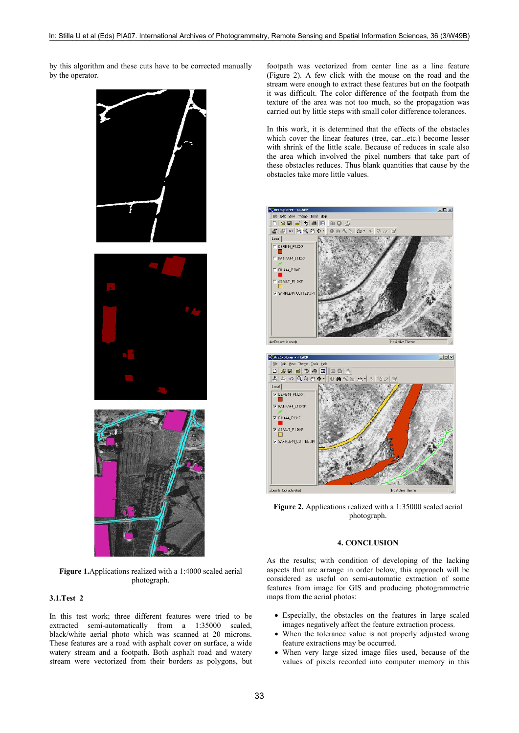by this algorithm and these cuts have to be corrected manually by the operator.

**Figure 1.** Applications realized with a 1:4000 scaled aerial photograph.

### 3.1. Test 2

In this test work; three different features were tried to be extracted semi-automatically from a 1:35000 scaled, black/white aerial photo which was scanned at 20 microns. These features are a road with asphalt cover on surface, a wide watery stream and a footpath. Both asphalt road and watery stream were vectorized from their borders as polygons, but footpath was vectorized from center line as a line feature (Figure 2). A few click with the mouse on the road and the stream were enough to extract these features but on the footpath it was difficult. The color difference of the footpath from the texture of the area was not too much, so the propagation was carried out by little steps with small color difference tolerances.

In this work, it is determined that the effects of the obstacles which cover the linear features (tree, car...etc.) become lesser with shrink of the little scale. Because of reduces in scale also the area which involved the pixel numbers that take part of these obstacles reduces. Thus blank quantities that cause by the obstacles take more little values.

**Figure 2.** Applications realized with a 1:35000 scaled aerial photograph.

## 4. CONCLUSION

As the results; with condition of developing of the lacking aspects that are arrange in order below, this approach will be considered as useful on semi-automatic extraction of some features from image for GIS and producing photogrammetric maps from the aerial photos:

- Especially, the obstacles on the features in large scaled images negatively affect the feature extraction process.
- When the tolerance value is not properly adjusted wrong feature extractions may be occurred.
- When very large sized image files used, because of the values of pixels recorded into computer memory in this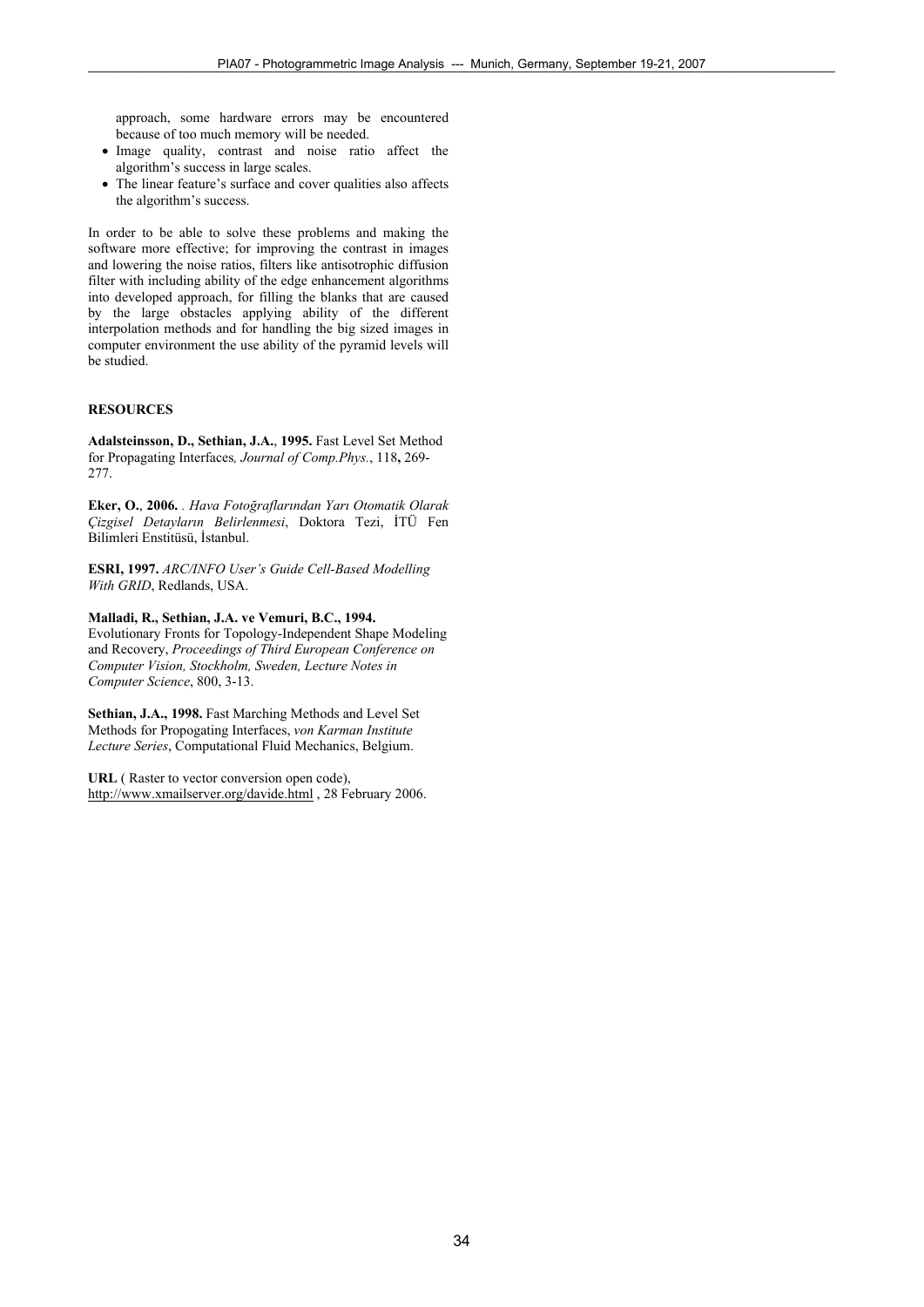approach, some hardware errors may be encountered because of too much memory will be needed.

- Image quality, contrast and noise ratio affect the algorithm's success in large scales.
- The linear feature's surface and cover qualities also affects the algorithm's success.

In order to be able to solve these problems and making the software more effective; for improving the contrast in images and lowering the noise ratios, filters like antisotrophic diffusion filter with including ability of the edge enhancement algorithms into developed approach, for filling the blanks that are caused by the large obstacles applying ability of the different interpolation methods and for handling the big sized images in computer environment the use ability of the pyramid levels will be studied.

## RESOURCES

**Adalsteinsson, D., Sethian, J.A.**, **1995.** Fast Level Set Method for Propagating Interfaces*, Journal of Comp.Phys.*, 118**,** 269-277.

**Eker, O.**, **2006.** . *Hava Fotoğraflarından Yarı Otomatik Olarak Çizgisel Detayların Belirlenmesi*, Doktora Tezi, İTÜ Fen Bilimleri Enstitüsü, İstanbul.

**ESRI, 1997.** *ARC/INFO User's Guide Cell-Based Modelling With GRID*, Redlands, USA.

**Malladi, R., Sethian, J.A. ve Vemuri, B.C., 1994.** Evolutionary Fronts for Topology-Independent Shape Modeling and Recovery, *Proceedings of Third European Conference on Computer Vision, Stockholm, Sweden, Lecture Notes in Computer Science*, 800, 3-13.

**Sethian, J.A., 1998.** Fast Marching Methods and Level Set Methods for Propogating Interfaces, *von Karman Institute Lecture Series*, Computational Fluid Mechanics, Belgium.

**URL** ( Raster to vector conversion open code), http://www.xmailserver.org/davide.html , 28 February 2006.